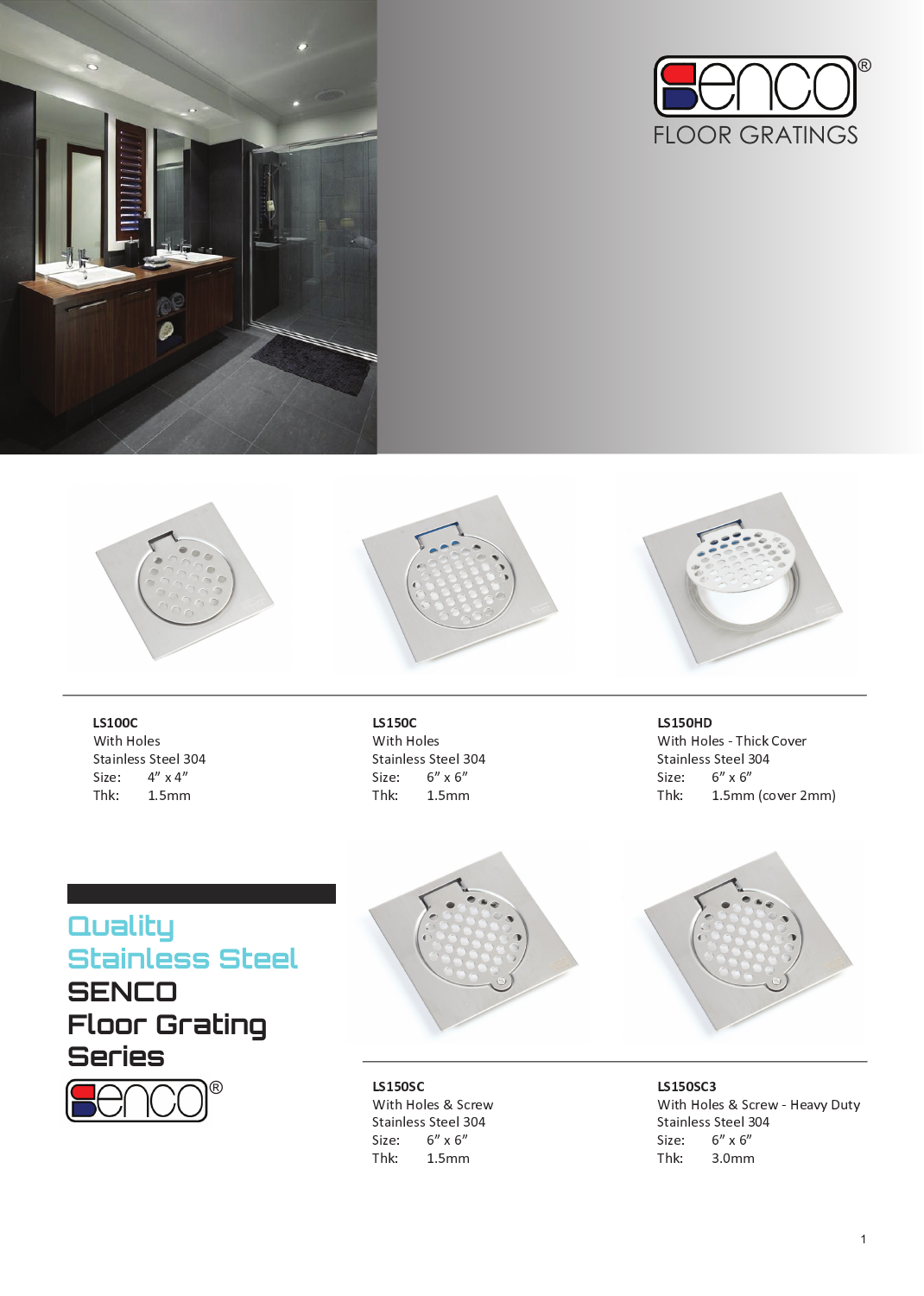SENCO®

FLOOR GRATINGS

**LS100C**
With Holes
Stainless Steel 304
Size: 4" x 4"
Thk: 1.5mm

**LS150C**
With Holes
Stainless Steel 304
Size: 6" x 6"
Thk: 1.5mm

**LS150HD**
With Holes - Thick Cover
Stainless Steel 304
Size: 6" x 6"
Thk: 1.5mm (cover 2mm)

## Quality Stainless Steel SENCO Floor Grating Series

SENCO®

**LS150SC**
With Holes & Screw
Stainless Steel 304
Size: 6" x 6"
Thk: 1.5mm

**LS150SC3**
With Holes & Screw - Heavy Duty
Stainless Steel 304
Size: 6" x 6"
Thk: 3.0mm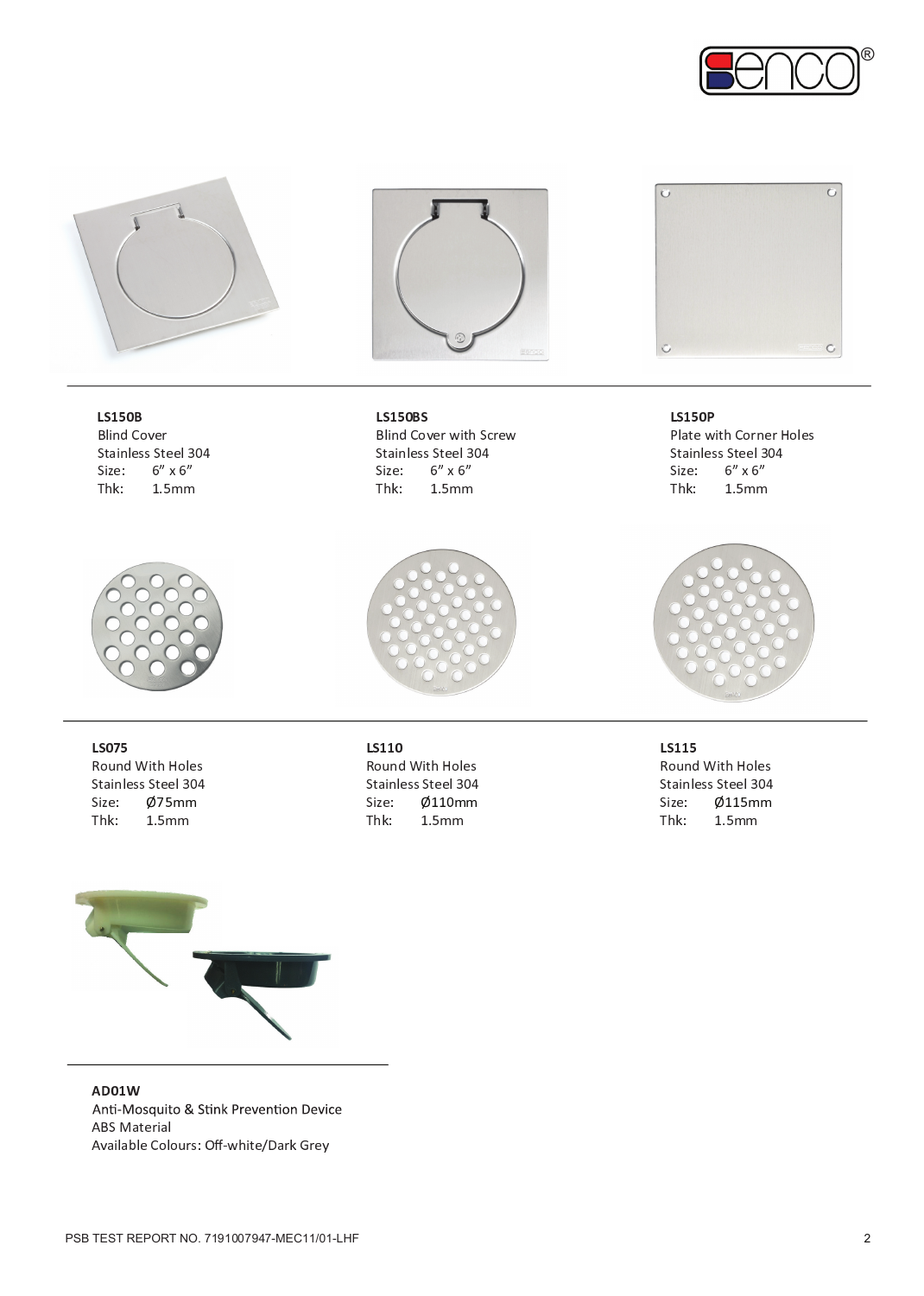**LS150B**
Blind Cover
Stainless Steel 304
Size: 6" x 6"
Thk: 1.5mm

**LS150BS**
Blind Cover with Screw
Stainless Steel 304
Size: 6" x 6"
Thk: 1.5mm

**LS150P**
Plate with Corner Holes
Stainless Steel 304
Size: 6" x 6"
Thk: 1.5mm

**LS075**
Round With Holes
Stainless Steel 304
Size: Ø75mm
Thk: 1.5mm

**LS110**
Round With Holes
Stainless Steel 304
Size: Ø110mm
Thk: 1.5mm

**LS115**
Round With Holes
Stainless Steel 304
Size: Ø115mm
Thk: 1.5mm

**AD01W**
Anti-Mosquito & Stink Prevention Device
ABS Material
Available Colours: Off-white/Dark Grey

PSB TEST REPORT NO. 7191007947-MEC11/01-LHF